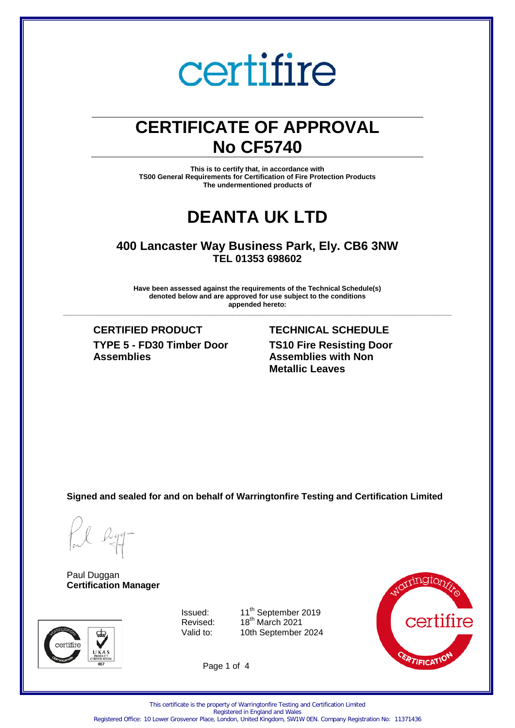certifire

# CERTIFICATE OF APPROVAL
# No CF5740

**This is to certify that, in accordance with**
**TS00 General Requirements for Certification of Fire Protection Products**
**The undermentioned products of**

# DEANTA UK LTD

## 400 Lancaster Way Business Park, Ely. CB6 3NW
**TEL 01353 698602**

**Have been assessed against the requirements of the Technical Schedule(s) denoted below and are approved for use subject to the conditions appended hereto:**

| CERTIFIED PRODUCT | TECHNICAL SCHEDULE |
| --- | --- |
| **TYPE 5 - FD30 Timber Door Assemblies** | **TS10 Fire Resisting Door Assemblies with Non Metallic Leaves** |

**Signed and sealed for and on behalf of Warringtonfire Testing and Certification Limited**

Paul Duggan
**Certification Manager**

Issued: 11th September 2019
Revised: 18th March 2021
Valid to: 10th September 2024

This certificate is the property of Warringtonfire Testing and Certification Limited
Registered in England and Wales
Registered Office: 10 Lower Grosvenor Place, London, United Kingdom, SW1W 0EN. Company Registration No: 11371436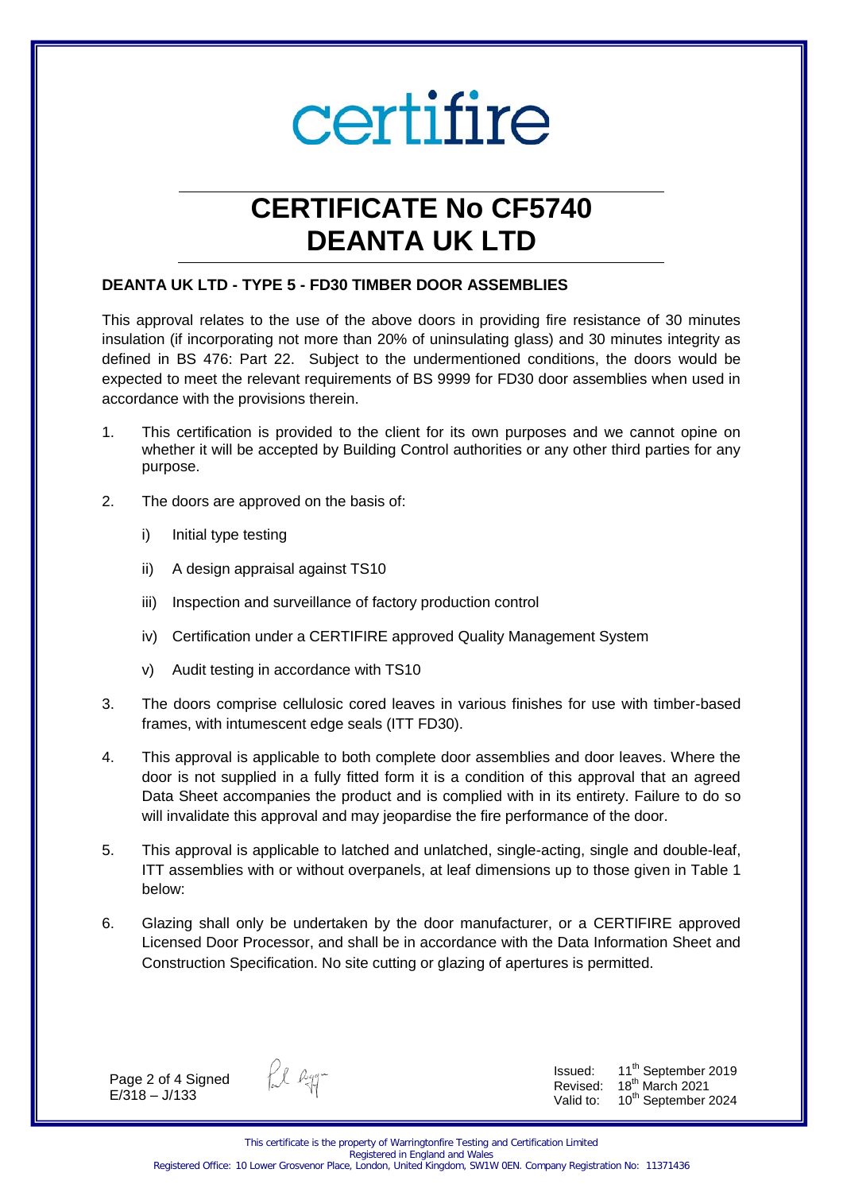# certifire

# CERTIFICATE No CF5740
# DEANTA UK LTD

**DEANTA UK LTD - TYPE 5 - FD30 TIMBER DOOR ASSEMBLIES**

This approval relates to the use of the above doors in providing fire resistance of 30 minutes insulation (if incorporating not more than 20% of uninsulating glass) and 30 minutes integrity as defined in BS 476: Part 22. Subject to the undermentioned conditions, the doors would be expected to meet the relevant requirements of BS 9999 for FD30 door assemblies when used in accordance with the provisions therein.

1. This certification is provided to the client for its own purposes and we cannot opine on whether it will be accepted by Building Control authorities or any other third parties for any purpose.

2. The doors are approved on the basis of:

   i) Initial type testing

   ii) A design appraisal against TS10

   iii) Inspection and surveillance of factory production control

   iv) Certification under a CERTIFIRE approved Quality Management System

   v) Audit testing in accordance with TS10

3. The doors comprise cellulosic cored leaves in various finishes for use with timber-based frames, with intumescent edge seals (ITT FD30).

4. This approval is applicable to both complete door assemblies and door leaves. Where the door is not supplied in a fully fitted form it is a condition of this approval that an agreed Data Sheet accompanies the product and is complied with in its entirety. Failure to do so will invalidate this approval and may jeopardise the fire performance of the door.

5. This approval is applicable to latched and unlatched, single-acting, single and double-leaf, ITT assemblies with or without overpanels, at leaf dimensions up to those given in Table 1 below:

6. Glazing shall only be undertaken by the door manufacturer, or a CERTIFIRE approved Licensed Door Processor, and shall be in accordance with the Data Information Sheet and Construction Specification. No site cutting or glazing of apertures is permitted.

Signed
E/318 – J/133

Issued: 11th September 2019
Revised: 18th March 2021
Valid to: 10th September 2024

This certificate is the property of Warringtonfire Testing and Certification Limited
Registered in England and Wales
Registered Office: 10 Lower Grosvenor Place, London, United Kingdom, SW1W 0EN. Company Registration No: 11371436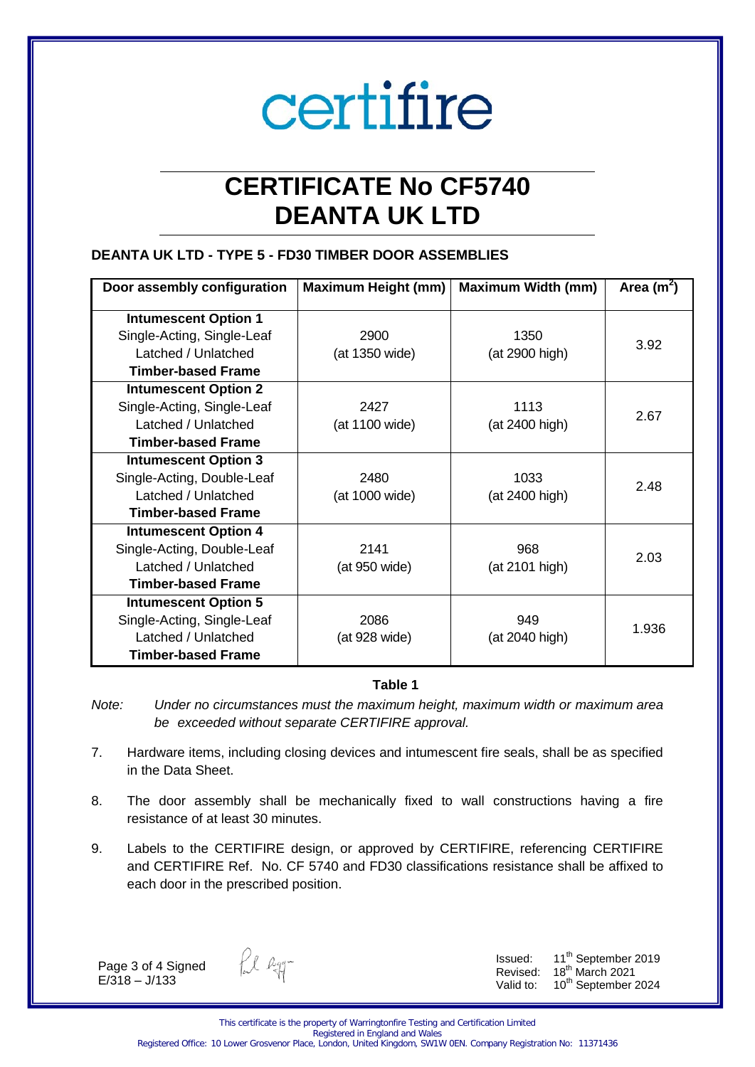# CERTIFICATE No CF5740
# DEANTA UK LTD

### DEANTA UK LTD - TYPE 5 - FD30 TIMBER DOOR ASSEMBLIES

| Door assembly configuration | Maximum Height (mm) | Maximum Width (mm) | Area ($m^2$) |
|---|---|---|---|
| **Intumescent Option 1** Single-Acting, Single-Leaf Latched / Unlatched **Timber-based Frame** | 2900 (at 1350 wide) | 1350 (at 2900 high) | 3.92 |
| **Intumescent Option 2** Single-Acting, Single-Leaf Latched / Unlatched **Timber-based Frame** | 2427 (at 1100 wide) | 1113 (at 2400 high) | 2.67 |
| **Intumescent Option 3** Single-Acting, Double-Leaf Latched / Unlatched **Timber-based Frame** | 2480 (at 1000 wide) | 1033 (at 2400 high) | 2.48 |
| **Intumescent Option 4** Single-Acting, Double-Leaf Latched / Unlatched **Timber-based Frame** | 2141 (at 950 wide) | 968 (at 2101 high) | 2.03 |
| **Intumescent Option 5** Single-Acting, Single-Leaf Latched / Unlatched **Timber-based Frame** | 2086 (at 928 wide) | 949 (at 2040 high) | 1.936 |

**Table 1**

*Note:* *Under no circumstances must the maximum height, maximum width or maximum area be exceeded without separate CERTIFIRE approval.*

7. Hardware items, including closing devices and intumescent fire seals, shall be as specified in the Data Sheet.

8. The door assembly shall be mechanically fixed to wall constructions having a fire resistance of at least 30 minutes.

9. Labels to the CERTIFIRE design, or approved by CERTIFIRE, referencing CERTIFIRE and CERTIFIRE Ref. No. CF 5740 and FD30 classifications resistance shall be affixed to each door in the prescribed position.

Signed
E/318 – J/133

Issued: 11th September 2019
Revised: 18th March 2021
Valid to: 10th September 2024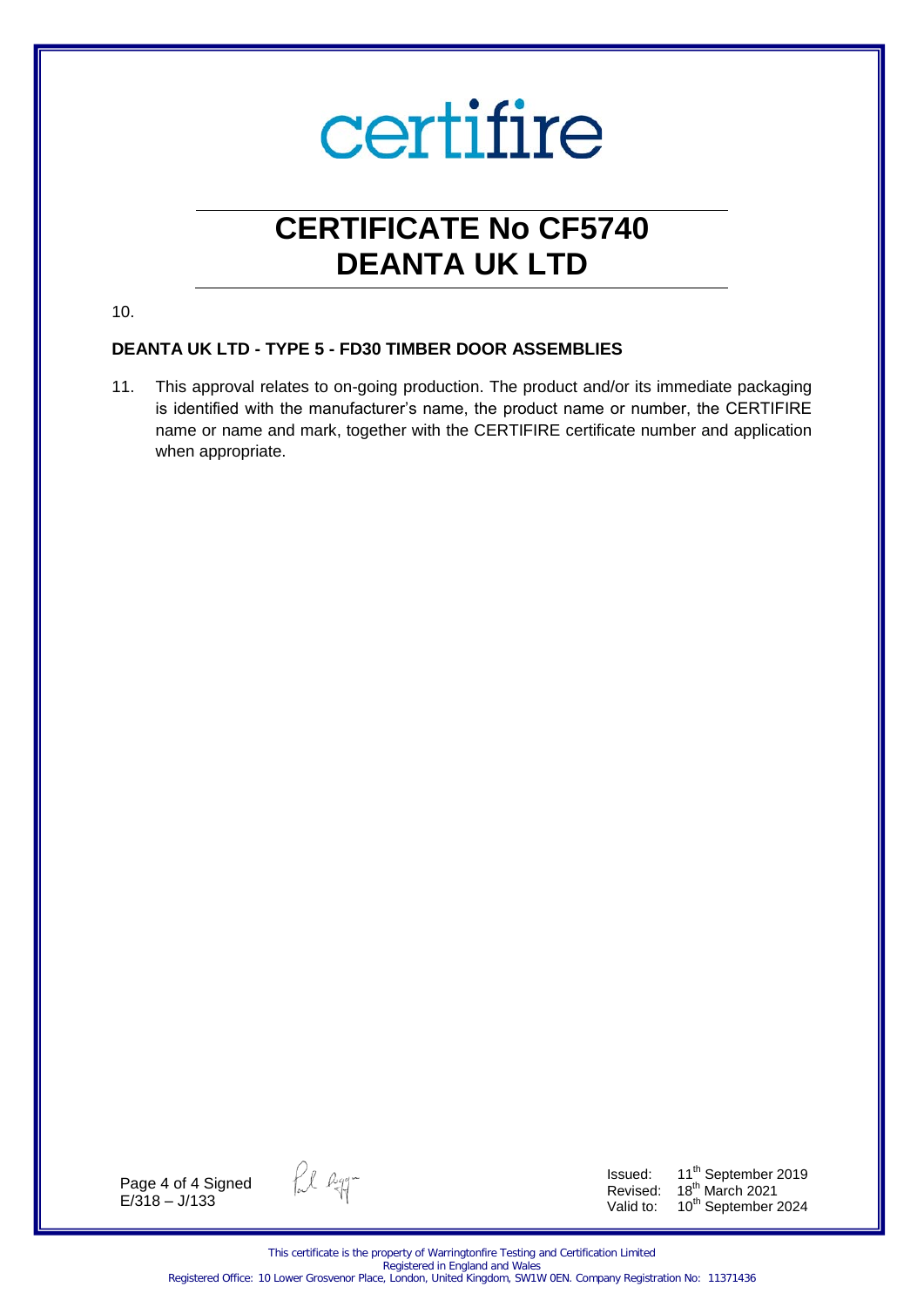# CERTIFICATE No CF5740 DEANTA UK LTD

10.

**DEANTA UK LTD - TYPE 5 - FD30 TIMBER DOOR ASSEMBLIES**

11. This approval relates to on-going production. The product and/or its immediate packaging is identified with the manufacturer's name, the product name or number, the CERTIFIRE name or name and mark, together with the CERTIFIRE certificate number and application when appropriate.

Signed
E/318 – J/133

Issued: 11th September 2019
Revised: 18th March 2021
Valid to: 10th September 2024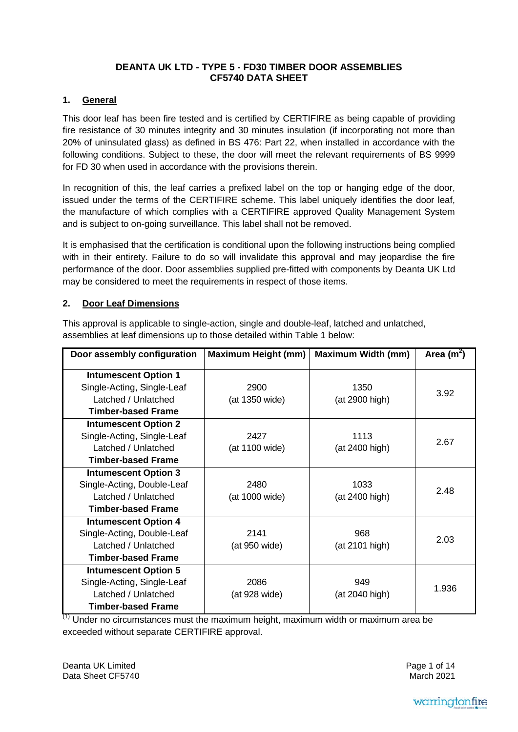# DEANTA UK LTD - TYPE 5 - FD30 TIMBER DOOR ASSEMBLIES
# CF5740 DATA SHEET

## 1. General

This door leaf has been fire tested and is certified by CERTIFIRE as being capable of providing fire resistance of 30 minutes integrity and 30 minutes insulation (if incorporating not more than 20% of uninsulated glass) as defined in BS 476: Part 22, when installed in accordance with the following conditions. Subject to these, the door will meet the relevant requirements of BS 9999 for FD 30 when used in accordance with the provisions therein.

In recognition of this, the leaf carries a prefixed label on the top or hanging edge of the door, issued under the terms of the CERTIFIRE scheme. This label uniquely identifies the door leaf, the manufacture of which complies with a CERTIFIRE approved Quality Management System and is subject to on-going surveillance. This label shall not be removed.

It is emphasised that the certification is conditional upon the following instructions being complied with in their entirety. Failure to do so will invalidate this approval and may jeopardise the fire performance of the door. Door assemblies supplied pre-fitted with components by Deanta UK Ltd may be considered to meet the requirements in respect of those items.

## 2. Door Leaf Dimensions

This approval is applicable to single-action, single and double-leaf, latched and unlatched, assemblies at leaf dimensions up to those detailed within Table 1 below:

| Door assembly configuration | Maximum Height (mm) | Maximum Width (mm) | Area ($m^2$) |
|---|---|---|---|
| **Intumescent Option 1**<br>Single-Acting, Single-Leaf<br>Latched / Unlatched<br>**Timber-based Frame** | 2900<br>(at 1350 wide) | 1350<br>(at 2900 high) | 3.92 |
| **Intumescent Option 2**<br>Single-Acting, Single-Leaf<br>Latched / Unlatched<br>**Timber-based Frame** | 2427<br>(at 1100 wide) | 1113<br>(at 2400 high) | 2.67 |
| **Intumescent Option 3**<br>Single-Acting, Double-Leaf<br>Latched / Unlatched<br>**Timber-based Frame** | 2480<br>(at 1000 wide) | 1033<br>(at 2400 high) | 2.48 |
| **Intumescent Option 4**<br>Single-Acting, Double-Leaf<br>Latched / Unlatched<br>**Timber-based Frame** | 2141<br>(at 950 wide) | 968<br>(at 2101 high) | 2.03 |
| **Intumescent Option 5**<br>Single-Acting, Single-Leaf<br>Latched / Unlatched<br>**Timber-based Frame** | 2086<br>(at 928 wide) | 949<br>(at 2040 high) | 1.936 |

(1) Under no circumstances must the maximum height, maximum width or maximum area be exceeded without separate CERTIFIRE approval.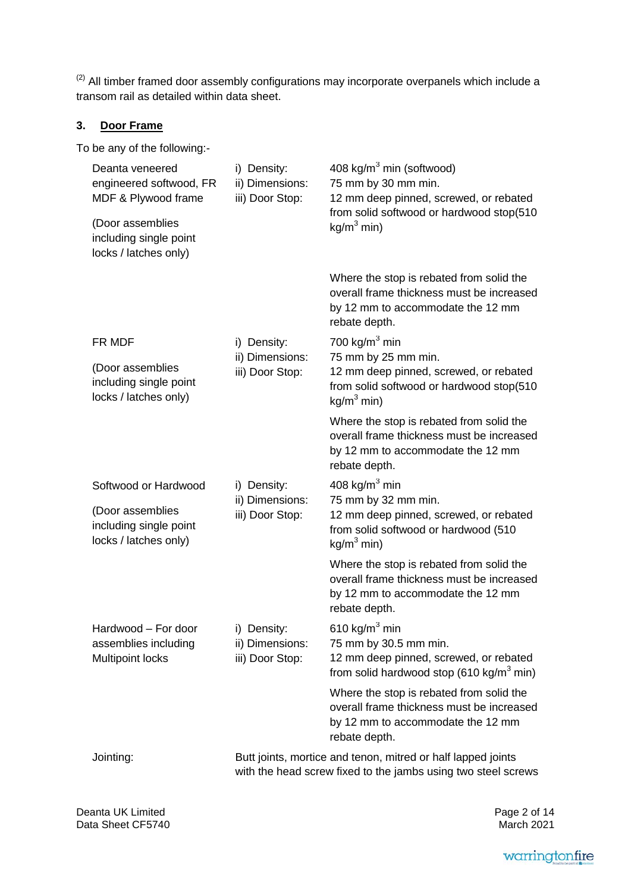[(2)] All timber framed door assembly configurations may incorporate overpanels which include a transom rail as detailed within data sheet.

### 3. Door Frame

To be any of the following:-

| | | |
|---|---|---|
| Deanta veneered engineered softwood, FR MDF & Plywood frame<br><br>(Door assemblies including single point locks / latches only) | i) Density:<br>ii) Dimensions:<br>iii) Door Stop: | 408 kg/m$^3$ min (softwood)<br>75 mm by 30 mm min.<br>12 mm deep pinned, screwed, or rebated from solid softwood or hardwood stop(510 kg/m$^3$ min)<br><br>Where the stop is rebated from solid the overall frame thickness must be increased by 12 mm to accommodate the 12 mm rebate depth. |
| FR MDF<br><br>(Door assemblies including single point locks / latches only) | i) Density:<br>ii) Dimensions:<br>iii) Door Stop: | 700 kg/m$^3$ min<br>75 mm by 25 mm min.<br>12 mm deep pinned, screwed, or rebated from solid softwood or hardwood stop(510 kg/m$^3$ min)<br><br>Where the stop is rebated from solid the overall frame thickness must be increased by 12 mm to accommodate the 12 mm rebate depth. |
| Softwood or Hardwood<br><br>(Door assemblies including single point locks / latches only) | i) Density:<br>ii) Dimensions:<br>iii) Door Stop: | 408 kg/m$^3$ min<br>75 mm by 32 mm min.<br>12 mm deep pinned, screwed, or rebated from solid softwood or hardwood (510 kg/m$^3$ min)<br><br>Where the stop is rebated from solid the overall frame thickness must be increased by 12 mm to accommodate the 12 mm rebate depth. |
| Hardwood – For door assemblies including Multipoint locks | i) Density:<br>ii) Dimensions:<br>iii) Door Stop: | 610 kg/m$^3$ min<br>75 mm by 30.5 mm min.<br>12 mm deep pinned, screwed, or rebated from solid hardwood stop (610 kg/m$^3$ min)<br><br>Where the stop is rebated from solid the overall frame thickness must be increased by 12 mm to accommodate the 12 mm rebate depth. |
| Jointing: | Butt joints, mortice and tenon, mitred or half lapped joints with the head screw fixed to the jambs using two steel screws | |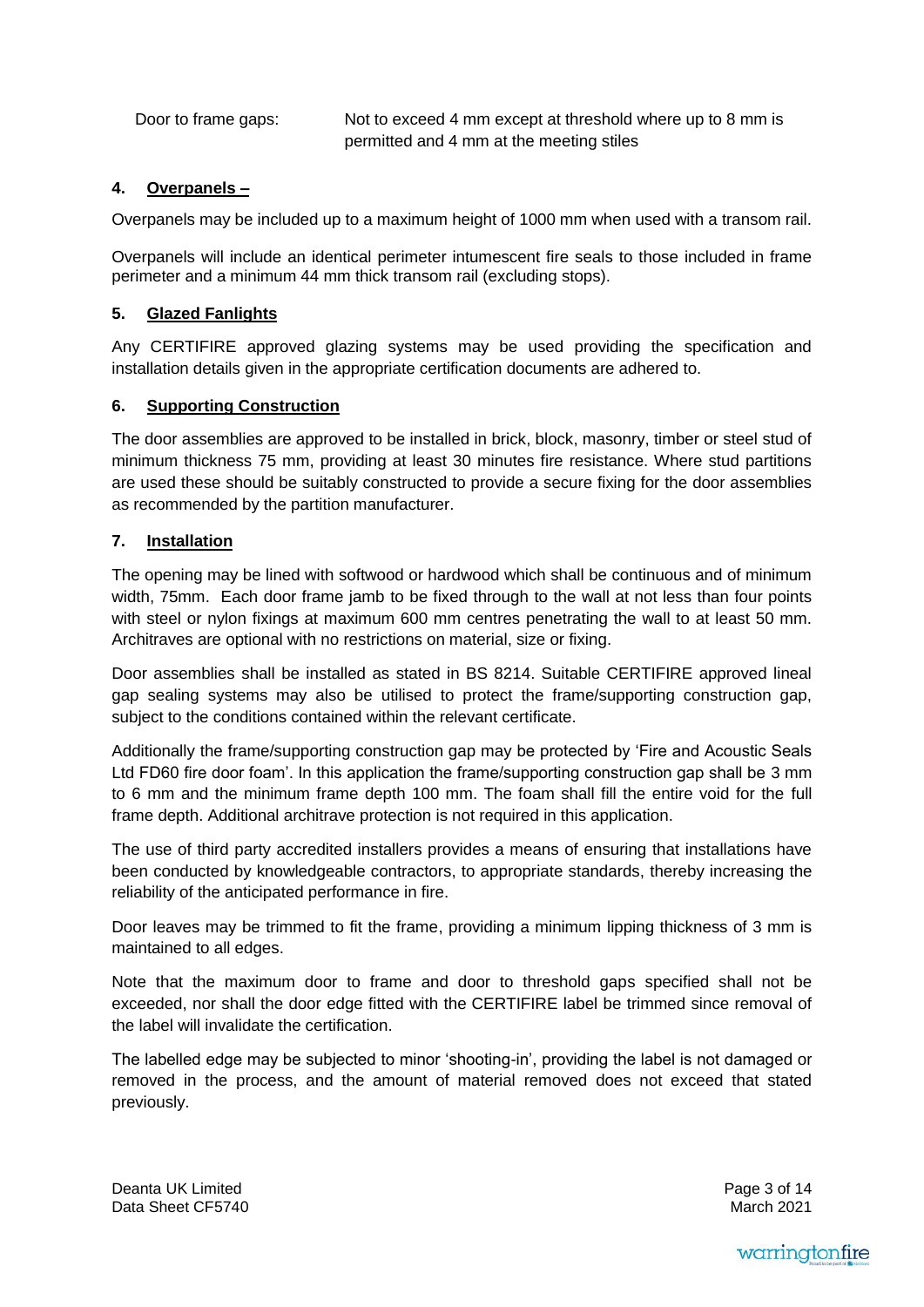Door to frame gaps: Not to exceed 4 mm except at threshold where up to 8 mm is permitted and 4 mm at the meeting stiles

## 4. Overpanels –

Overpanels may be included up to a maximum height of 1000 mm when used with a transom rail.

Overpanels will include an identical perimeter intumescent fire seals to those included in frame perimeter and a minimum 44 mm thick transom rail (excluding stops).

## 5. Glazed Fanlights

Any CERTIFIRE approved glazing systems may be used providing the specification and installation details given in the appropriate certification documents are adhered to.

## 6. Supporting Construction

The door assemblies are approved to be installed in brick, block, masonry, timber or steel stud of minimum thickness 75 mm, providing at least 30 minutes fire resistance. Where stud partitions are used these should be suitably constructed to provide a secure fixing for the door assemblies as recommended by the partition manufacturer.

## 7. Installation

The opening may be lined with softwood or hardwood which shall be continuous and of minimum width, 75mm. Each door frame jamb to be fixed through to the wall at not less than four points with steel or nylon fixings at maximum 600 mm centres penetrating the wall to at least 50 mm. Architraves are optional with no restrictions on material, size or fixing.

Door assemblies shall be installed as stated in BS 8214. Suitable CERTIFIRE approved lineal gap sealing systems may also be utilised to protect the frame/supporting construction gap, subject to the conditions contained within the relevant certificate.

Additionally the frame/supporting construction gap may be protected by 'Fire and Acoustic Seals Ltd FD60 fire door foam'. In this application the frame/supporting construction gap shall be 3 mm to 6 mm and the minimum frame depth 100 mm. The foam shall fill the entire void for the full frame depth. Additional architrave protection is not required in this application.

The use of third party accredited installers provides a means of ensuring that installations have been conducted by knowledgeable contractors, to appropriate standards, thereby increasing the reliability of the anticipated performance in fire.

Door leaves may be trimmed to fit the frame, providing a minimum lipping thickness of 3 mm is maintained to all edges.

Note that the maximum door to frame and door to threshold gaps specified shall not be exceeded, nor shall the door edge fitted with the CERTIFIRE label be trimmed since removal of the label will invalidate the certification.

The labelled edge may be subjected to minor 'shooting-in', providing the label is not damaged or removed in the process, and the amount of material removed does not exceed that stated previously.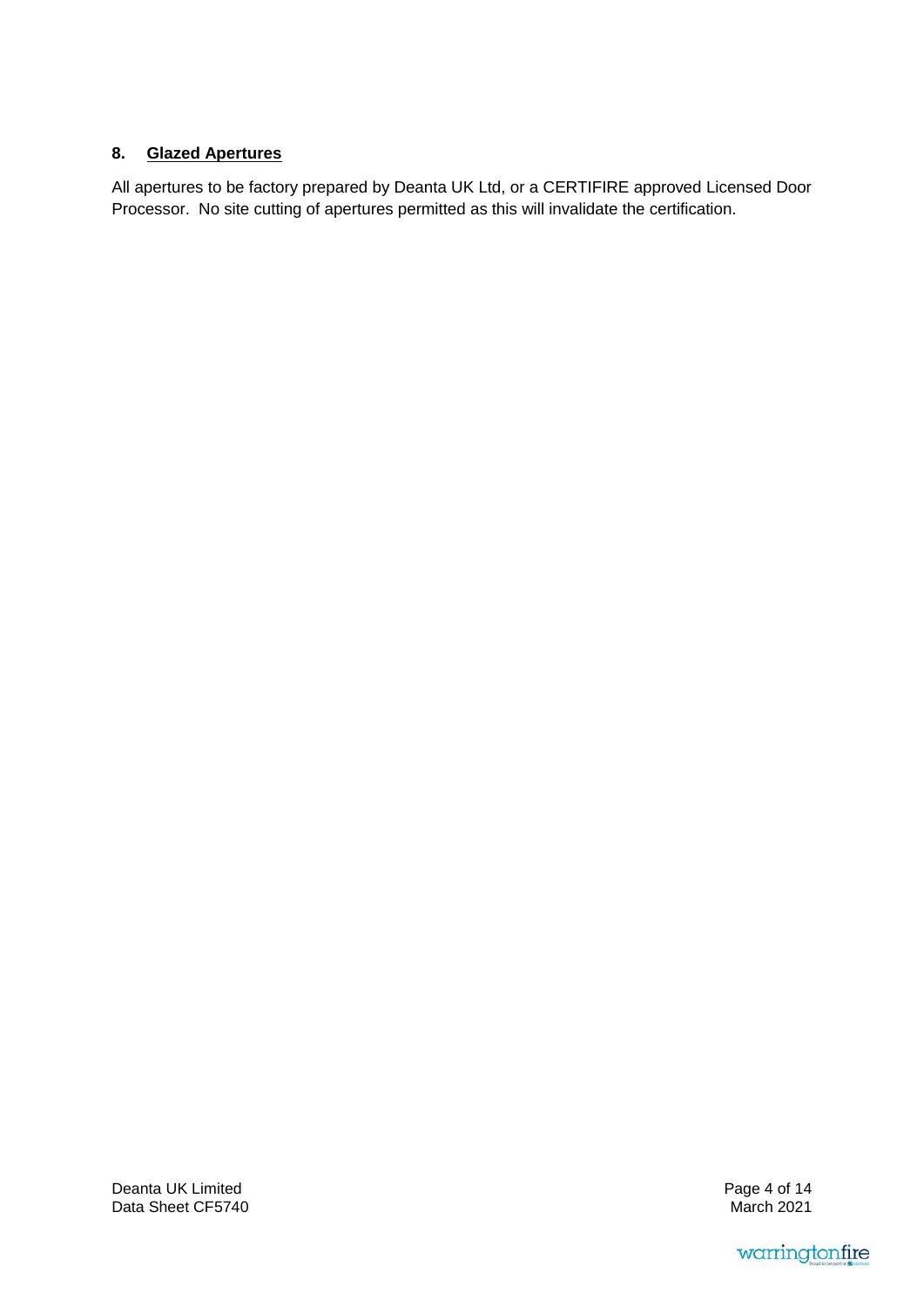## 8. Glazed Apertures

All apertures to be factory prepared by Deanta UK Ltd, or a CERTIFIRE approved Licensed Door Processor. No site cutting of apertures permitted as this will invalidate the certification.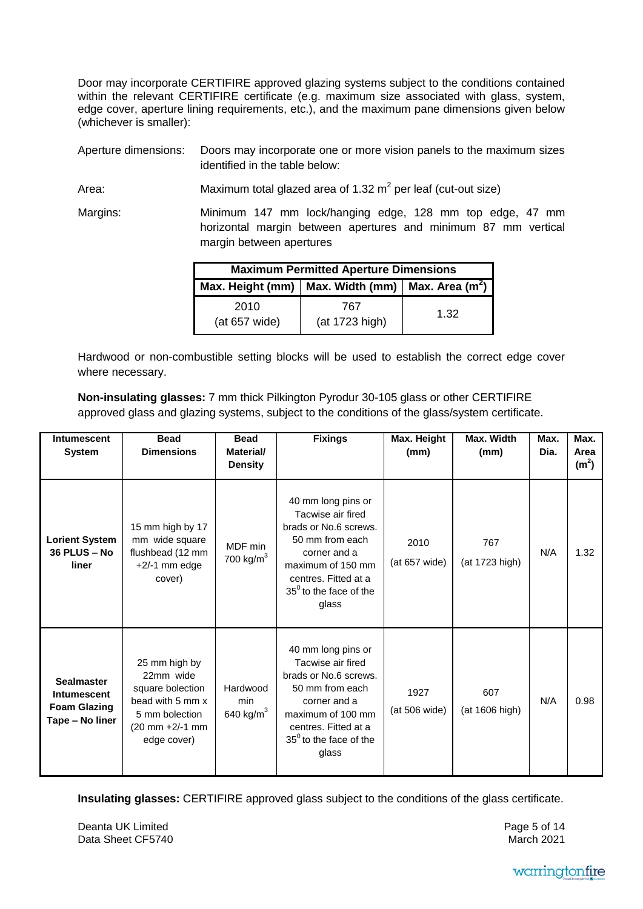Door may incorporate CERTIFIRE approved glazing systems subject to the conditions contained within the relevant CERTIFIRE certificate (e.g. maximum size associated with glass, system, edge cover, aperture lining requirements, etc.), and the maximum pane dimensions given below (whichever is smaller):

Aperture dimensions: Doors may incorporate one or more vision panels to the maximum sizes identified in the table below:

Area: Maximum total glazed area of 1.32 $m^2$ per leaf (cut-out size)

Margins: Minimum 147 mm lock/hanging edge, 128 mm top edge, 47 mm horizontal margin between apertures and minimum 87 mm vertical margin between apertures

| Maximum Permitted Aperture Dimensions | | |
|---|---|---|
| Max. Height (mm) | Max. Width (mm) | Max. Area ($m^2$) |
| 2010 (at 657 wide) | 767 (at 1723 high) | 1.32 |

Hardwood or non-combustible setting blocks will be used to establish the correct edge cover where necessary.

**Non-insulating glasses:** 7 mm thick Pilkington Pyrodur 30-105 glass or other CERTIFIRE approved glass and glazing systems, subject to the conditions of the glass/system certificate.

| Intumescent System | Bead Dimensions | Bead Material/ Density | Fixings | Max. Height (mm) | Max. Width (mm) | Max. Dia. | Max. Area ($m^2$) |
|---|---|---|---|---|---|---|---|
| **Lorient System 36 PLUS – No liner** | 15 mm high by 17 mm wide square flushbead (12 mm +2/-1 mm edge cover) | MDF min 700 kg/$m^3$ | 40 mm long pins or Tacwise air fired brads or No.6 screws. 50 mm from each corner and a maximum of 150 mm centres. Fitted at a $35^0$ to the face of the glass | 2010 (at 657 wide) | 767 (at 1723 high) | N/A | 1.32 |
| **Sealmaster Intumescent Foam Glazing Tape – No liner** | 25 mm high by 22mm wide square bolection bead with 5 mm x 5 mm bolection (20 mm +2/-1 mm edge cover) | Hardwood min 640 kg/$m^3$ | 40 mm long pins or Tacwise air fired brads or No.6 screws. 50 mm from each corner and a maximum of 100 mm centres. Fitted at a $35^0$ to the face of the glass | 1927 (at 506 wide) | 607 (at 1606 high) | N/A | 0.98 |

**Insulating glasses:** CERTIFIRE approved glass subject to the conditions of the glass certificate.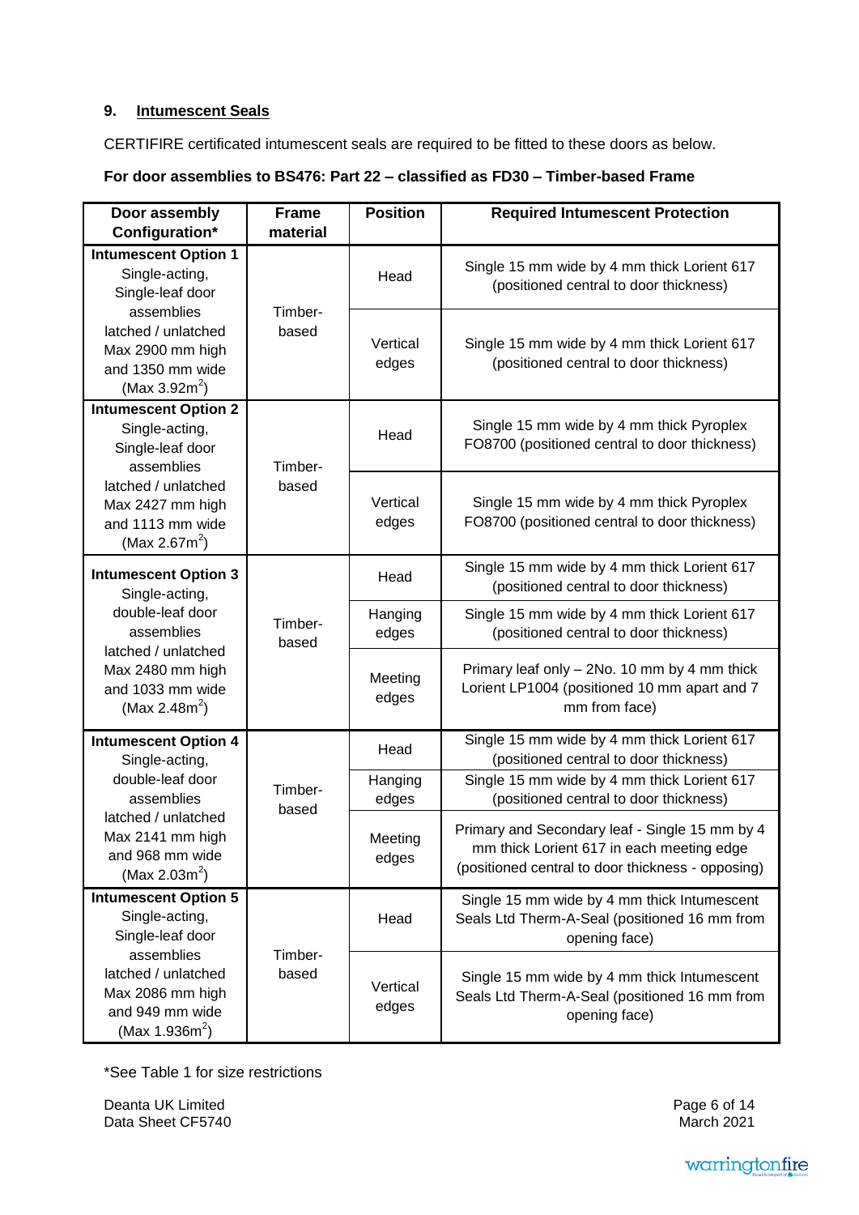## 9. Intumescent Seals

CERTIFIRE certificated intumescent seals are required to be fitted to these doors as below.

**For door assemblies to BS476: Part 22 – classified as FD30 – Timber-based Frame**

| Door assembly Configuration* | Frame material | Position | Required Intumescent Protection |
|---|---|---|---|
| **Intumescent Option 1** Single-acting, Single-leaf door assemblies latched / unlatched Max 2900 mm high and 1350 mm wide (Max 3.92m$^2$) | Timber-based | Head | Single 15 mm wide by 4 mm thick Lorient 617 (positioned central to door thickness) |
| | | Vertical edges | Single 15 mm wide by 4 mm thick Lorient 617 (positioned central to door thickness) |
| **Intumescent Option 2** Single-acting, Single-leaf door assemblies latched / unlatched Max 2427 mm high and 1113 mm wide (Max 2.67m$^2$) | Timber-based | Head | Single 15 mm wide by 4 mm thick Pyroplex FO8700 (positioned central to door thickness) |
| | | Vertical edges | Single 15 mm wide by 4 mm thick Pyroplex FO8700 (positioned central to door thickness) |
| **Intumescent Option 3** Single-acting, double-leaf door assemblies latched / unlatched Max 2480 mm high and 1033 mm wide (Max 2.48m$^2$) | Timber-based | Head | Single 15 mm wide by 4 mm thick Lorient 617 (positioned central to door thickness) |
| | | Hanging edges | Single 15 mm wide by 4 mm thick Lorient 617 (positioned central to door thickness) |
| | | Meeting edges | Primary leaf only – 2No. 10 mm by 4 mm thick Lorient LP1004 (positioned 10 mm apart and 7 mm from face) |
| **Intumescent Option 4** Single-acting, double-leaf door assemblies latched / unlatched Max 2141 mm high and 968 mm wide (Max 2.03m$^2$) | Timber-based | Head | Single 15 mm wide by 4 mm thick Lorient 617 (positioned central to door thickness) |
| | | Hanging edges | Single 15 mm wide by 4 mm thick Lorient 617 (positioned central to door thickness) |
| | | Meeting edges | Primary and Secondary leaf - Single 15 mm by 4 mm thick Lorient 617 in each meeting edge (positioned central to door thickness - opposing) |
| **Intumescent Option 5** Single-acting, Single-leaf door assemblies latched / unlatched Max 2086 mm high and 949 mm wide (Max 1.936m$^2$) | Timber-based | Head | Single 15 mm wide by 4 mm thick Intumescent Seals Ltd Therm-A-Seal (positioned 16 mm from opening face) |
| | | Vertical edges | Single 15 mm wide by 4 mm thick Intumescent Seals Ltd Therm-A-Seal (positioned 16 mm from opening face) |

*See Table 1 for size restrictions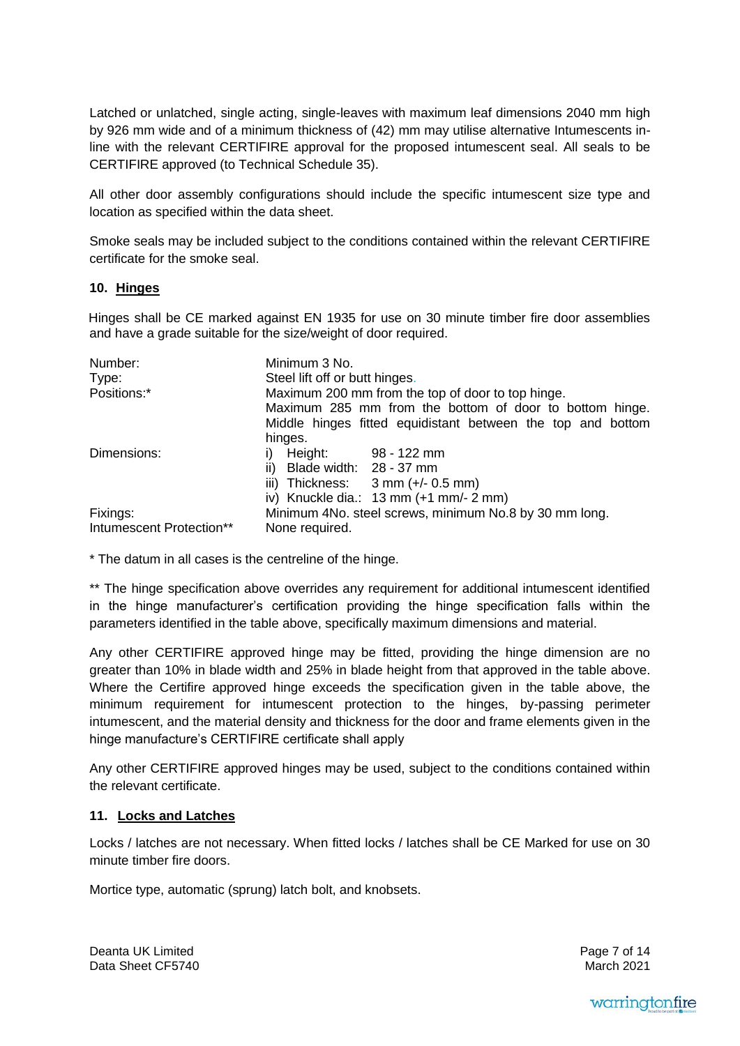Latched or unlatched, single acting, single-leaves with maximum leaf dimensions 2040 mm high by 926 mm wide and of a minimum thickness of (42) mm may utilise alternative Intumescents in-line with the relevant CERTIFIRE approval for the proposed intumescent seal. All seals to be CERTIFIRE approved (to Technical Schedule 35).

All other door assembly configurations should include the specific intumescent size type and location as specified within the data sheet.

Smoke seals may be included subject to the conditions contained within the relevant CERTIFIRE certificate for the smoke seal.

## 10. Hinges

Hinges shall be CE marked against EN 1935 for use on 30 minute timber fire door assemblies and have a grade suitable for the size/weight of door required.

| | |
|---|---|
| Number: | Minimum 3 No. |
| Type: | Steel lift off or butt hinges. |
| Positions:* | Maximum 200 mm from the top of door to top hinge. Maximum 285 mm from the bottom of door to bottom hinge. Middle hinges fitted equidistant between the top and bottom hinges. |
| Dimensions: | i) Height: 98 - 122 mm<br>ii) Blade width: 28 - 37 mm<br>iii) Thickness: 3 mm (+/- 0.5 mm)<br>iv) Knuckle dia.: 13 mm (+1 mm/- 2 mm) |
| Fixings: | Minimum 4No. steel screws, minimum No.8 by 30 mm long. |
| Intumescent Protection** | None required. |

* The datum in all cases is the centreline of the hinge.

** The hinge specification above overrides any requirement for additional intumescent identified in the hinge manufacturer's certification providing the hinge specification falls within the parameters identified in the table above, specifically maximum dimensions and material.

Any other CERTIFIRE approved hinge may be fitted, providing the hinge dimension are no greater than 10% in blade width and 25% in blade height from that approved in the table above. Where the Certifire approved hinge exceeds the specification given in the table above, the minimum requirement for intumescent protection to the hinges, by-passing perimeter intumescent, and the material density and thickness for the door and frame elements given in the hinge manufacture's CERTIFIRE certificate shall apply

Any other CERTIFIRE approved hinges may be used, subject to the conditions contained within the relevant certificate.

## 11. Locks and Latches

Locks / latches are not necessary. When fitted locks / latches shall be CE Marked for use on 30 minute timber fire doors.

Mortice type, automatic (sprung) latch bolt, and knobsets.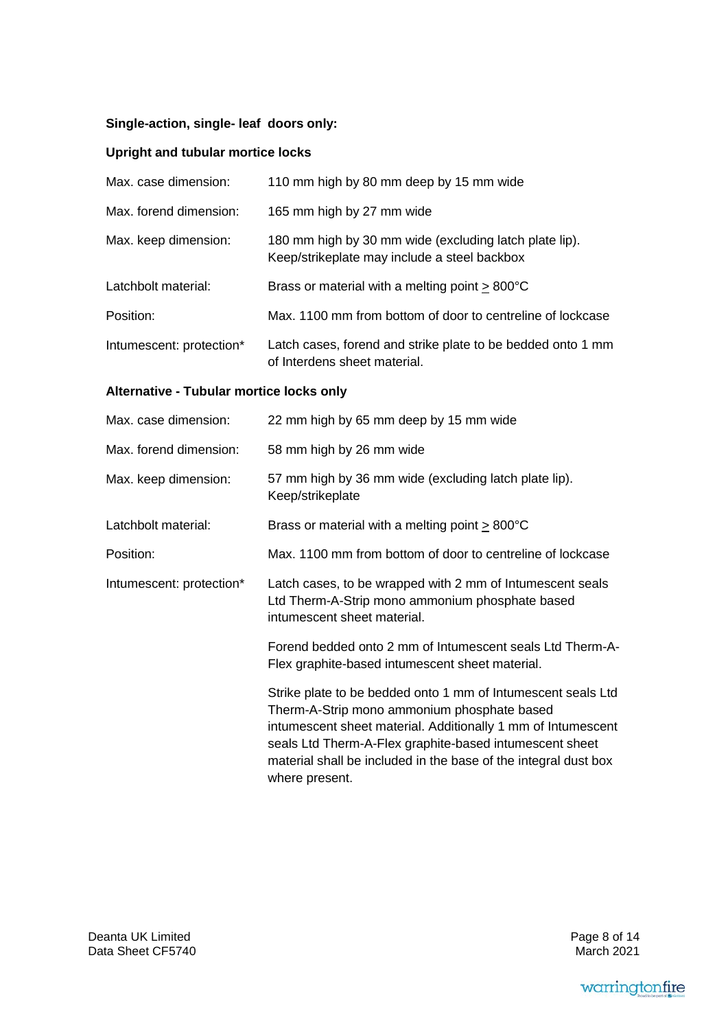**Single-action, single- leaf doors only:**

**Upright and tubular mortice locks**

| | |
|---|---|
| Max. case dimension: | 110 mm high by 80 mm deep by 15 mm wide |
| Max. forend dimension: | 165 mm high by 27 mm wide |
| Max. keep dimension: | 180 mm high by 30 mm wide (excluding latch plate lip). Keep/strikeplate may include a steel backbox |
| Latchbolt material: | Brass or material with a melting point $\geq$ 800°C |
| Position: | Max. 1100 mm from bottom of door to centreline of lockcase |
| Intumescent: protection* | Latch cases, forend and strike plate to be bedded onto 1 mm of Interdens sheet material. |

**Alternative - Tubular mortice locks only**

| | |
|---|---|
| Max. case dimension: | 22 mm high by 65 mm deep by 15 mm wide |
| Max. forend dimension: | 58 mm high by 26 mm wide |
| Max. keep dimension: | 57 mm high by 36 mm wide (excluding latch plate lip). Keep/strikeplate |
| Latchbolt material: | Brass or material with a melting point $\geq$ 800°C |
| Position: | Max. 1100 mm from bottom of door to centreline of lockcase |
| Intumescent: protection* | Latch cases, to be wrapped with 2 mm of Intumescent seals Ltd Therm-A-Strip mono ammonium phosphate based intumescent sheet material.<br><br>Forend bedded onto 2 mm of Intumescent seals Ltd Therm-A-Flex graphite-based intumescent sheet material.<br><br>Strike plate to be bedded onto 1 mm of Intumescent seals Ltd Therm-A-Strip mono ammonium phosphate based intumescent sheet material. Additionally 1 mm of Intumescent seals Ltd Therm-A-Flex graphite-based intumescent sheet material shall be included in the base of the integral dust box where present. |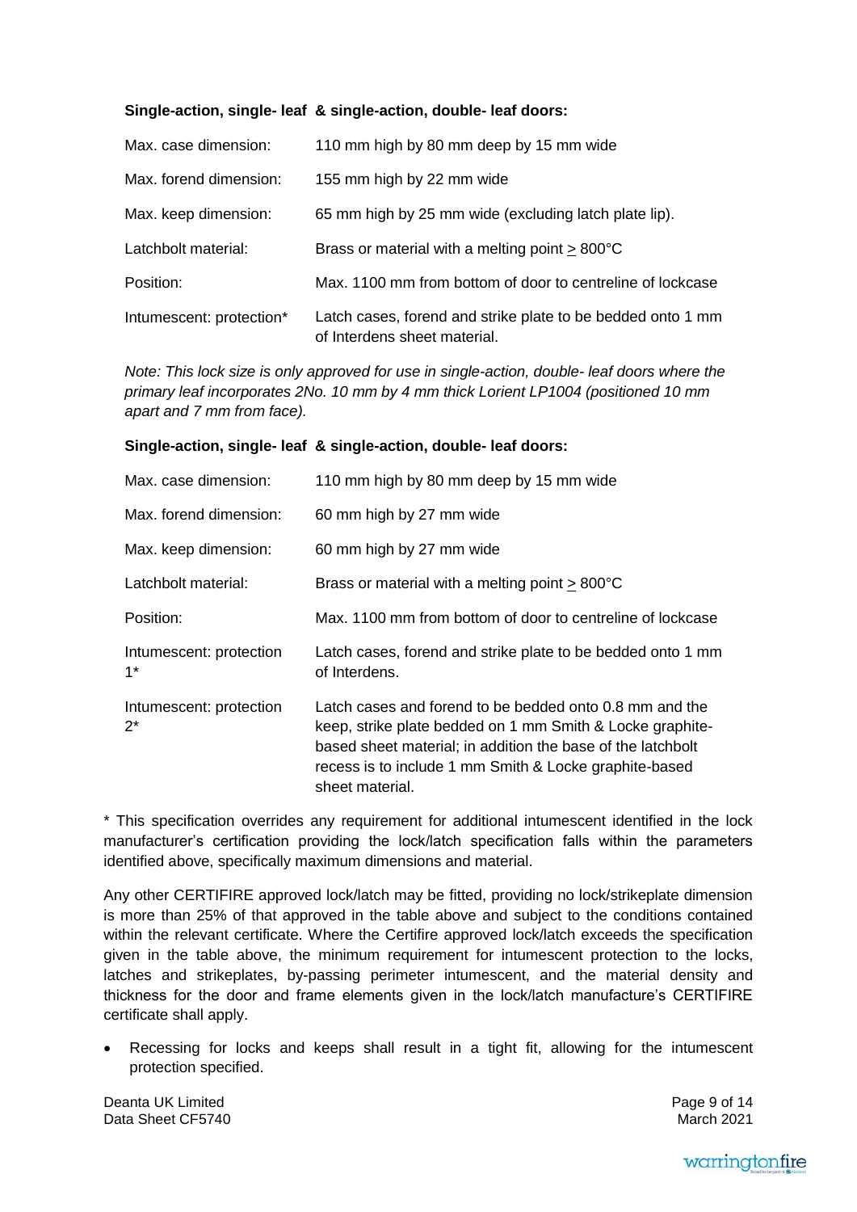**Single-action, single- leaf & single-action, double- leaf doors:**

| | |
|---|---|
| Max. case dimension: | 110 mm high by 80 mm deep by 15 mm wide |
| Max. forend dimension: | 155 mm high by 22 mm wide |
| Max. keep dimension: | 65 mm high by 25 mm wide (excluding latch plate lip). |
| Latchbolt material: | Brass or material with a melting point > 800°C |
| Position: | Max. 1100 mm from bottom of door to centreline of lockcase |
| Intumescent: protection* | Latch cases, forend and strike plate to be bedded onto 1 mm of Interdens sheet material. |

*Note: This lock size is only approved for use in single-action, double- leaf doors where the primary leaf incorporates 2No. 10 mm by 4 mm thick Lorient LP1004 (positioned 10 mm apart and 7 mm from face).*

**Single-action, single- leaf & single-action, double- leaf doors:**

| | |
|---|---|
| Max. case dimension: | 110 mm high by 80 mm deep by 15 mm wide |
| Max. forend dimension: | 60 mm high by 27 mm wide |
| Max. keep dimension: | 60 mm high by 27 mm wide |
| Latchbolt material: | Brass or material with a melting point > 800°C |
| Position: | Max. 1100 mm from bottom of door to centreline of lockcase |
| Intumescent: protection 1* | Latch cases, forend and strike plate to be bedded onto 1 mm of Interdens. |
| Intumescent: protection 2* | Latch cases and forend to be bedded onto 0.8 mm and the keep, strike plate bedded on 1 mm Smith & Locke graphite-based sheet material; in addition the base of the latchbolt recess is to include 1 mm Smith & Locke graphite-based sheet material. |

* This specification overrides any requirement for additional intumescent identified in the lock manufacturer's certification providing the lock/latch specification falls within the parameters identified above, specifically maximum dimensions and material.

Any other CERTIFIRE approved lock/latch may be fitted, providing no lock/strikeplate dimension is more than 25% of that approved in the table above and subject to the conditions contained within the relevant certificate. Where the Certifire approved lock/latch exceeds the specification given in the table above, the minimum requirement for intumescent protection to the locks, latches and strikeplates, by-passing perimeter intumescent, and the material density and thickness for the door and frame elements given in the lock/latch manufacture's CERTIFIRE certificate shall apply.

- Recessing for locks and keeps shall result in a tight fit, allowing for the intumescent protection specified.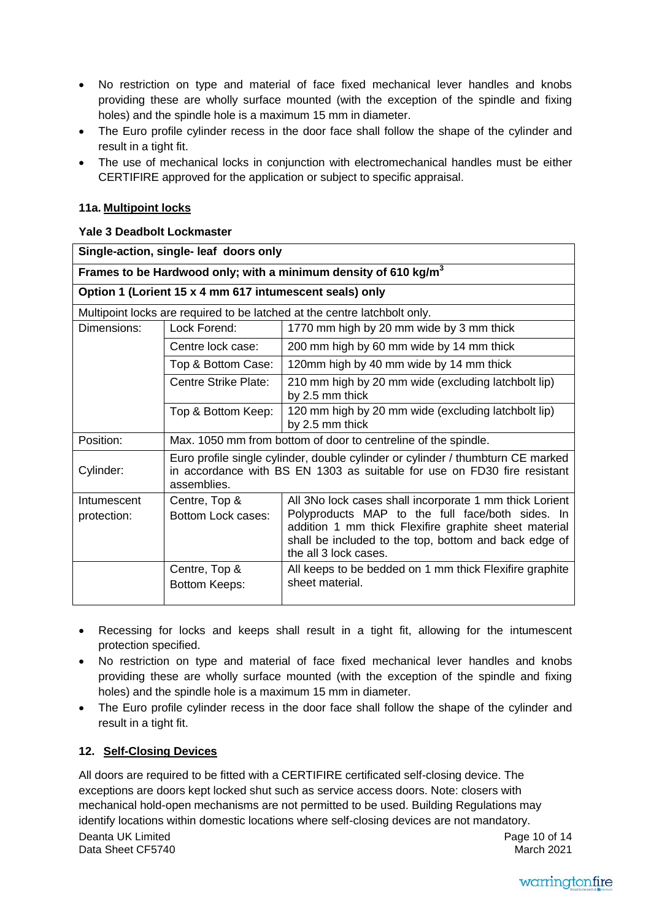- No restriction on type and material of face fixed mechanical lever handles and knobs providing these are wholly surface mounted (with the exception of the spindle and fixing holes) and the spindle hole is a maximum 15 mm in diameter.
- The Euro profile cylinder recess in the door face shall follow the shape of the cylinder and result in a tight fit.
- The use of mechanical locks in conjunction with electromechanical handles must be either CERTIFIRE approved for the application or subject to specific appraisal.

### 11a. Multipoint locks

**Yale 3 Deadbolt Lockmaster**

| **Single-action, single- leaf doors only** | | |
|---|---|---|
| **Frames to be Hardwood only; with a minimum density of 610 kg/m$^3$** | | |
| **Option 1 (Lorient 15 x 4 mm 617 intumescent seals) only** | | |
| Multipoint locks are required to be latched at the centre latchbolt only. | | |
| Dimensions: | Lock Forend: | 1770 mm high by 20 mm wide by 3 mm thick |
| | Centre lock case: | 200 mm high by 60 mm wide by 14 mm thick |
| | Top & Bottom Case: | 120mm high by 40 mm wide by 14 mm thick |
| | Centre Strike Plate: | 210 mm high by 20 mm wide (excluding latchbolt lip) by 2.5 mm thick |
| | Top & Bottom Keep: | 120 mm high by 20 mm wide (excluding latchbolt lip) by 2.5 mm thick |
| Position: | Max. 1050 mm from bottom of door to centreline of the spindle. | |
| Cylinder: | Euro profile single cylinder, double cylinder or cylinder / thumbturn CE marked in accordance with BS EN 1303 as suitable for use on FD30 fire resistant assemblies. | |
| Intumescent protection: | Centre, Top & Bottom Lock cases: | All 3No lock cases shall incorporate 1 mm thick Lorient Polyproducts MAP to the full face/both sides. In addition 1 mm thick Flexifire graphite sheet material shall be included to the top, bottom and back edge of the all 3 lock cases. |
| | Centre, Top & Bottom Keeps: | All keeps to be bedded on 1 mm thick Flexifire graphite sheet material. |

- Recessing for locks and keeps shall result in a tight fit, allowing for the intumescent protection specified.
- No restriction on type and material of face fixed mechanical lever handles and knobs providing these are wholly surface mounted (with the exception of the spindle and fixing holes) and the spindle hole is a maximum 15 mm in diameter.
- The Euro profile cylinder recess in the door face shall follow the shape of the cylinder and result in a tight fit.

## 12. Self-Closing Devices

All doors are required to be fitted with a CERTIFIRE certificated self-closing device. The exceptions are doors kept locked shut such as service access doors. Note: closers with mechanical hold-open mechanisms are not permitted to be used. Building Regulations may identify locations within domestic locations where self-closing devices are not mandatory.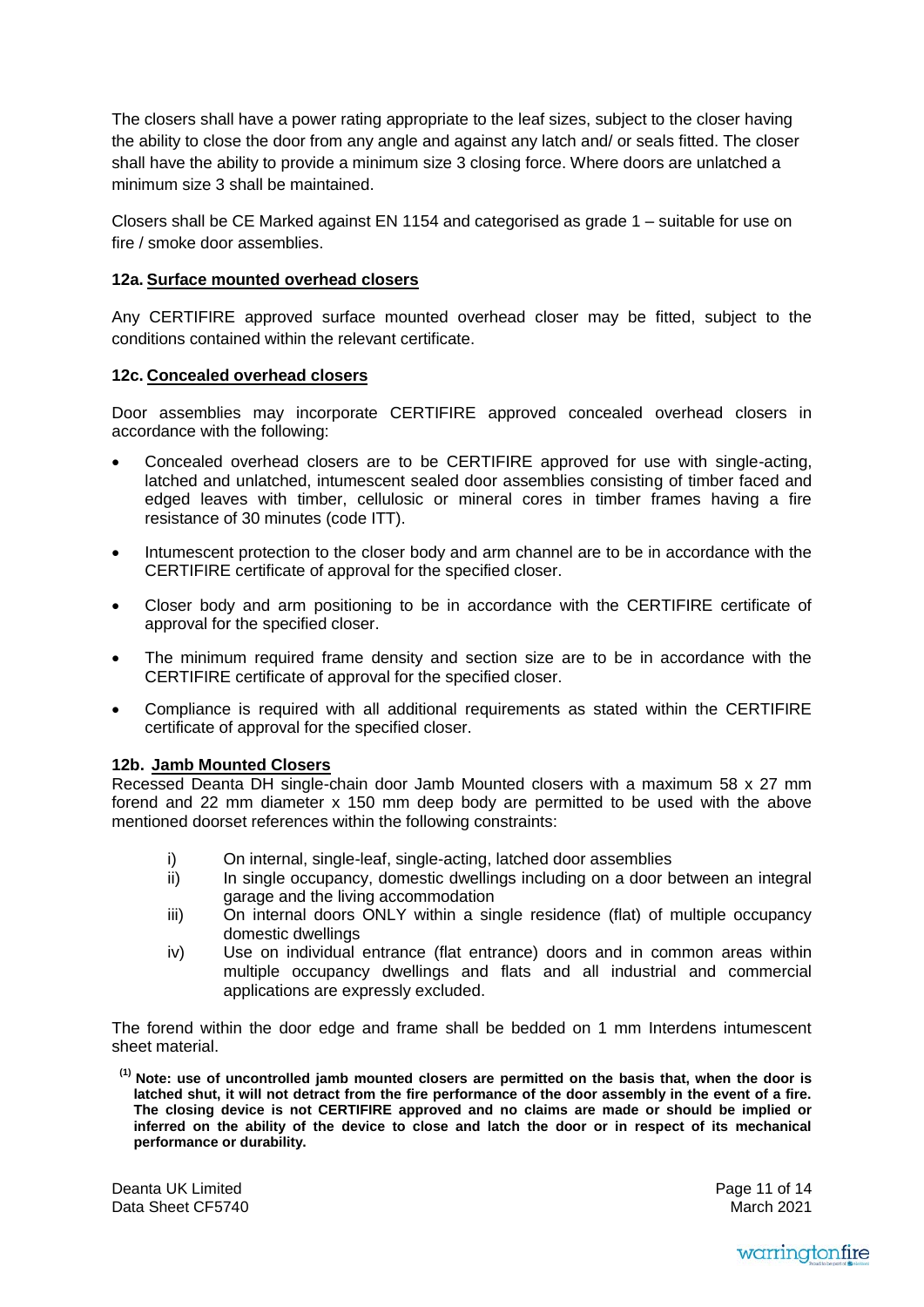The closers shall have a power rating appropriate to the leaf sizes, subject to the closer having the ability to close the door from any angle and against any latch and/ or seals fitted. The closer shall have the ability to provide a minimum size 3 closing force. Where doors are unlatched a minimum size 3 shall be maintained.

Closers shall be CE Marked against EN 1154 and categorised as grade 1 – suitable for use on fire / smoke door assemblies.

### 12a. Surface mounted overhead closers

Any CERTIFIRE approved surface mounted overhead closer may be fitted, subject to the conditions contained within the relevant certificate.

### 12c. Concealed overhead closers

Door assemblies may incorporate CERTIFIRE approved concealed overhead closers in accordance with the following:

- Concealed overhead closers are to be CERTIFIRE approved for use with single-acting, latched and unlatched, intumescent sealed door assemblies consisting of timber faced and edged leaves with timber, cellulosic or mineral cores in timber frames having a fire resistance of 30 minutes (code ITT).
- Intumescent protection to the closer body and arm channel are to be in accordance with the CERTIFIRE certificate of approval for the specified closer.
- Closer body and arm positioning to be in accordance with the CERTIFIRE certificate of approval for the specified closer.
- The minimum required frame density and section size are to be in accordance with the CERTIFIRE certificate of approval for the specified closer.
- Compliance is required with all additional requirements as stated within the CERTIFIRE certificate of approval for the specified closer.

### 12b. Jamb Mounted Closers

Recessed Deanta DH single-chain door Jamb Mounted closers with a maximum 58 x 27 mm forend and 22 mm diameter x 150 mm deep body are permitted to be used with the above mentioned doorset references within the following constraints:

i) On internal, single-leaf, single-acting, latched door assemblies
ii) In single occupancy, domestic dwellings including on a door between an integral garage and the living accommodation
iii) On internal doors ONLY within a single residence (flat) of multiple occupancy domestic dwellings
iv) Use on individual entrance (flat entrance) doors and in common areas within multiple occupancy dwellings and flats and all industrial and commercial applications are expressly excluded.

The forend within the door edge and frame shall be bedded on 1 mm Interdens intumescent sheet material.

**[1] Note: use of uncontrolled jamb mounted closers are permitted on the basis that, when the door is latched shut, it will not detract from the fire performance of the door assembly in the event of a fire. The closing device is not CERTIFIRE approved and no claims are made or should be implied or inferred on the ability of the device to close and latch the door or in respect of its mechanical performance or durability.**

Deanta UK Limited
Data Sheet CF5740
March 2021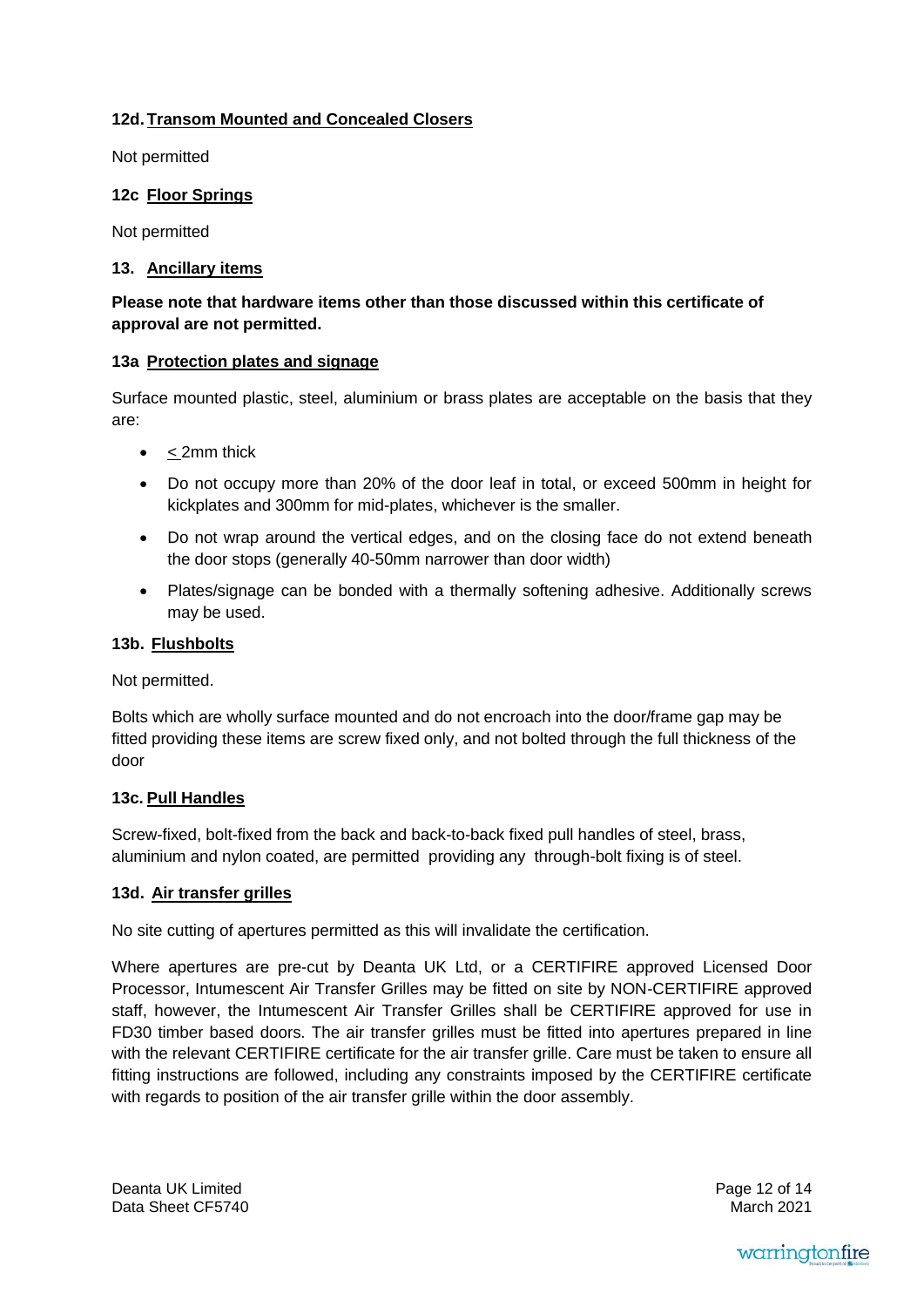### 12d. Transom Mounted and Concealed Closers

Not permitted

### 12c Floor Springs

Not permitted

## 13. Ancillary items

**Please note that hardware items other than those discussed within this certificate of approval are not permitted.**

### 13a Protection plates and signage

Surface mounted plastic, steel, aluminium or brass plates are acceptable on the basis that they are:

- ≤ 2mm thick
- Do not occupy more than 20% of the door leaf in total, or exceed 500mm in height for kickplates and 300mm for mid-plates, whichever is the smaller.
- Do not wrap around the vertical edges, and on the closing face do not extend beneath the door stops (generally 40-50mm narrower than door width)
- Plates/signage can be bonded with a thermally softening adhesive. Additionally screws may be used.

### 13b. Flushbolts

Not permitted.

Bolts which are wholly surface mounted and do not encroach into the door/frame gap may be fitted providing these items are screw fixed only, and not bolted through the full thickness of the door

### 13c. Pull Handles

Screw-fixed, bolt-fixed from the back and back-to-back fixed pull handles of steel, brass, aluminium and nylon coated, are permitted providing any through-bolt fixing is of steel.

### 13d. Air transfer grilles

No site cutting of apertures permitted as this will invalidate the certification.

Where apertures are pre-cut by Deanta UK Ltd, or a CERTIFIRE approved Licensed Door Processor, Intumescent Air Transfer Grilles may be fitted on site by NON-CERTIFIRE approved staff, however, the Intumescent Air Transfer Grilles shall be CERTIFIRE approved for use in FD30 timber based doors. The air transfer grilles must be fitted into apertures prepared in line with the relevant CERTIFIRE certificate for the air transfer grille. Care must be taken to ensure all fitting instructions are followed, including any constraints imposed by the CERTIFIRE certificate with regards to position of the air transfer grille within the door assembly.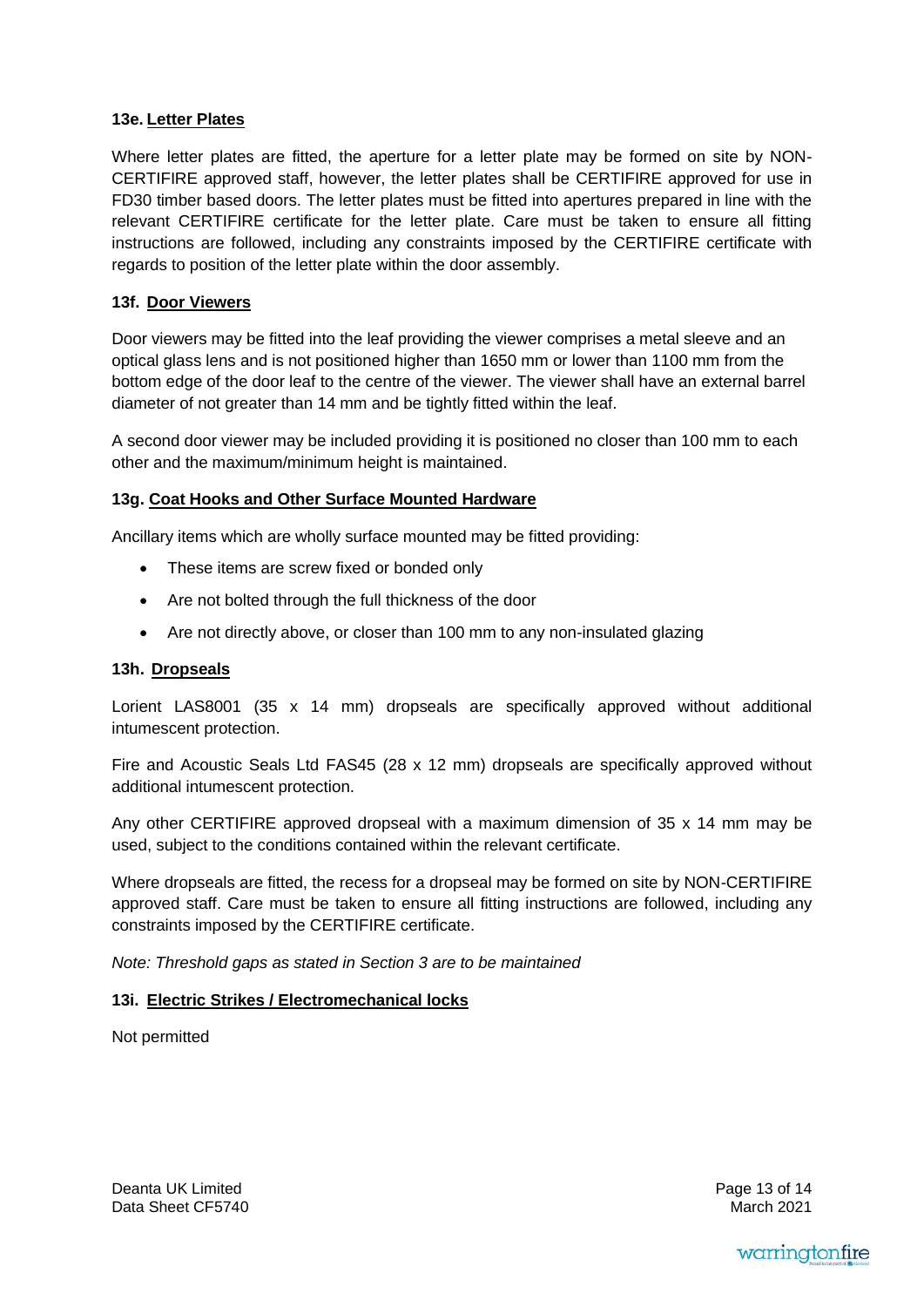#### 13e. Letter Plates

Where letter plates are fitted, the aperture for a letter plate may be formed on site by NON-CERTIFIRE approved staff, however, the letter plates shall be CERTIFIRE approved for use in FD30 timber based doors. The letter plates must be fitted into apertures prepared in line with the relevant CERTIFIRE certificate for the letter plate. Care must be taken to ensure all fitting instructions are followed, including any constraints imposed by the CERTIFIRE certificate with regards to position of the letter plate within the door assembly.

#### 13f. Door Viewers

Door viewers may be fitted into the leaf providing the viewer comprises a metal sleeve and an optical glass lens and is not positioned higher than 1650 mm or lower than 1100 mm from the bottom edge of the door leaf to the centre of the viewer. The viewer shall have an external barrel diameter of not greater than 14 mm and be tightly fitted within the leaf.

A second door viewer may be included providing it is positioned no closer than 100 mm to each other and the maximum/minimum height is maintained.

#### 13g. Coat Hooks and Other Surface Mounted Hardware

Ancillary items which are wholly surface mounted may be fitted providing:

- These items are screw fixed or bonded only
- Are not bolted through the full thickness of the door
- Are not directly above, or closer than 100 mm to any non-insulated glazing

#### 13h. Dropseals

Lorient LAS8001 (35 x 14 mm) dropseals are specifically approved without additional intumescent protection.

Fire and Acoustic Seals Ltd FAS45 (28 x 12 mm) dropseals are specifically approved without additional intumescent protection.

Any other CERTIFIRE approved dropseal with a maximum dimension of 35 x 14 mm may be used, subject to the conditions contained within the relevant certificate.

Where dropseals are fitted, the recess for a dropseal may be formed on site by NON-CERTIFIRE approved staff. Care must be taken to ensure all fitting instructions are followed, including any constraints imposed by the CERTIFIRE certificate.

*Note: Threshold gaps as stated in Section 3 are to be maintained*

#### 13i. Electric Strikes / Electromechanical locks

Not permitted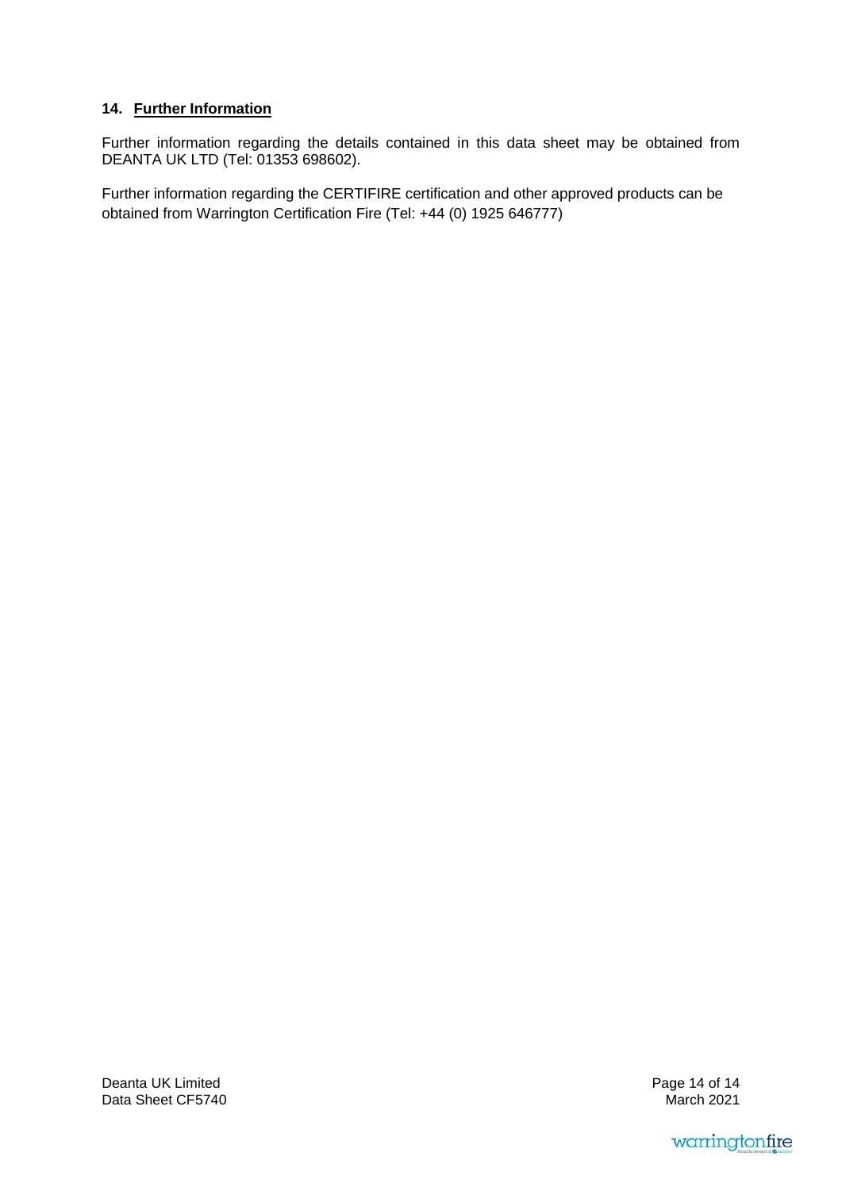## 14. Further Information

Further information regarding the details contained in this data sheet may be obtained from DEANTA UK LTD (Tel: 01353 698602).

Further information regarding the CERTIFIRE certification and other approved products can be obtained from Warrington Certification Fire (Tel: +44 (0) 1925 646777)